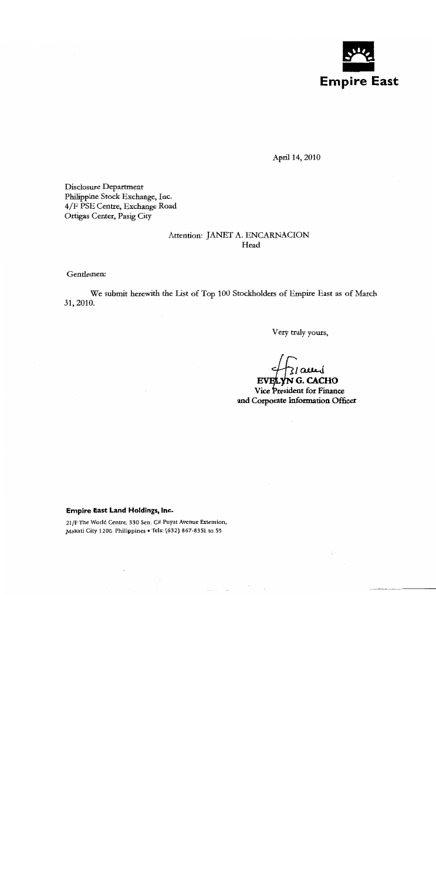**Empire East**

April 14, 2010

Disclosure Department
Philippine Stock Exchange, Inc.
4/F PSE Centre, Exchange Road
Ortigas Center, Pasig City

Attention: JANET A. ENCARNACION
Head

Gentlemen:

We submit herewith the List of Top 100 Stockholders of Empire East as of March 31, 2010.

Very truly yours,

**EVELYN G. CACHO**
Vice President for Finance
and Corporate Information Officer

**Empire East Land Holdings, Inc.**

21/F The World Centre, 330 Sen. Gil Puyat Avenue Extension,
Makati City 1200 Philippines • Tels: (632) 867-8351 to 59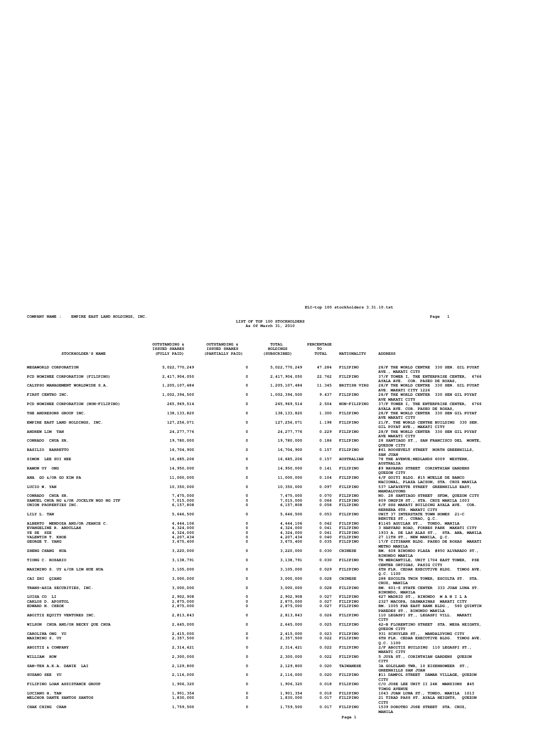COMPANY NAME : EMPIRE EAST LAND HOLDINGS, INC.

LIST OF TOP 100 STOCKHOLDERS
As Of March 31, 2010

| STOCKHOLDER'S NAME | OUTSTANDING & ISSUED SHARES (FULLY PAID) | OUTSTANDING & ISSUED SHARES (PARTIALLY PAID) | TOTAL HOLDINGS (SUBSCRIBED) | PERCENTAGE TO TOTAL | NATIONALITY | ADDRESS |
|---|---|---|---|---|---|---|
| MEGAWORLD CORPORATION | 5,022,770,249 | 0 | 5,022,770,249 | 47.284 | FILIPINO | 28/F THE WORLD CENTRE 330 SEN. GIL PUYAT AVE., MAKATI CITY |
| PCD NOMINEE CORPORATION (FILIPINO) | 2,417,904,050 | 0 | 2,417,904,050 | 22.762 | FILIPINO | 37/F TOWER I, THE ENTERPRISE CENTER, 6766 AYALA AVE. COR. PASEO DE ROXAS, |
| CALYPSO MANAGEMENT WORLDWIDE S.A. | 1,205,107,484 | 0 | 1,205,107,484 | 11.345 | BRITISH VIRG | 28/F THE WORLD CENTRE 330 SEN. GIL PUYAT AVE. MAKATI CITY 1226 |
| FIRST CENTRO INC. | 1,002,394,500 | 0 | 1,002,394,500 | 9.437 | FILIPINO | 28/F THE WORLD CENTER 330 SEN GIL PUYAT AVE MAKATI CITY |
| PCD NOMINEE CORPORATION (NON-FILIPINO) | 265,969,514 | 0 | 265,969,514 | 2.504 | NON-FILIPINO | 37/F TOWER I, THE ENTERPRISE CENTER, 6766 AYALA AVE. COR. PASEO DE ROXAS, |
| THE ANDRESONS GROUP INC. | 138,133,820 | 0 | 138,133,820 | 1.300 | FILIPINO | 28/F THE WORLD CENTER 330 SEN GIL PUYAT AVE MAKATI CITY |
| EMPIRE EAST LAND HOLDINGS, INC. | 127,256,071 | 0 | 127,256,071 | 1.198 | FILIPINO | 21/F, THE WORLD CENTRE BUILDING 330 SEN. GIL PUYAT AVE., MAKATI CITY |
| ANDREW LIM TAN | 24,277,776 | 0 | 24,277,776 | 0.229 | FILIPINO | 28/F THE WORLD CENTER 330 SEN GIL PUYAT AVE MAKATI CITY |
| CONRADO CHUA SR. | 19,780,000 | 0 | 19,780,000 | 0.186 | FILIPINO | 28 SANTIAGO ST., SAN FRANCISCO DEL MONTE, QUEZON CITY |
| BASILIO BARRETTO | 16,704,900 | 0 | 16,704,900 | 0.157 | FILIPINO | #61 ROOSEVELT STREET NORTH GREENHILLS, SAN JUAN |
| SIMON LEE SUI HEE | 16,685,206 | 0 | 16,685,206 | 0.157 | AUSTRALIAN | 78 THE AVENUE;NEDLANDS 6009 WESTERN, AUSTRALIA |
| RAMON UY ONG | 14,950,000 | 0 | 14,950,000 | 0.141 | FILIPINO | #9 NAVARRO STREET CORINTHIAN GARDENS QUEZON CITY |
| ANA GO &/OR GO KIM PA | 11,000,000 | 0 | 11,000,000 | 0.104 | FILIPINO | 4/F GOITI BLDG. #15 MUELLE DE BANCO NACIONAL, PLAZA LACSON, STA. CRUZ MANILA |
| LUCIO W. YAN | 10,350,000 | 0 | 10,350,000 | 0.097 | FILIPINO | 537 LAFAYETTE STREET GREENHILLS EAST, MANDALUYONG |
| CONRADO CHUA SR. | 7,475,000 | 0 | 7,475,000 | 0.070 | FILIPINO | NO. 28 SANTIAGO STREET SFDM, QUEZON CITY |
| SAMUEL CHUA NG &/OR JOCELYN NGO NG ITF | 7,015,000 | 0 | 7,015,000 | 0.066 | FILIPINO | 809 ONGPIN ST., STA. CRUZ MANILA 1003 |
| UNION PROPERTIES INC. | 6,157,808 | 0 | 6,157,808 | 0.058 | FILIPINO | 6/F SSS MAKATI BUILDING AYALA AVE. COR. HERRERA STS. MAKATI CITY |
| LILY L. TAN | 5,646,500 | 0 | 5,646,500 | 0.053 | FILIPINO | UNIT 37 INTERSTATE TOWN HOMES 21-C BENITEZ ST., CUBAO, Q.C. |
| ALBERTO MENDOZA AND/OR JEANIE C. | 4,444,106 | 0 | 4,444,106 | 0.042 | FILIPINO | #1145 AGUILAR ST., TONDO, MANILA |
| EVANGELINE R. ABDULLAH | 4,324,000 | 0 | 4,324,000 | 0.041 | FILIPINO | 3 HARVARD ROAD, FORBES PARK MAKATI CITY |
| YE SE SZE | 4,324,000 | 0 | 4,324,000 | 0.041 | FILIPINO | 1933 A. DE LAS ALAS ST., STA. ANA, MANILA |
| VALENTIN T. KHOE | 4,207,434 | 0 | 4,207,434 | 0.040 | FILIPINO | 27 11TH ST., NEW MANILA, Q.C. |
| GEORGE T. YANG | 3,675,400 | 0 | 3,675,400 | 0.035 | FILIPINO | 17/F CITIBANK BLDG. PASEO DE ROXAS MAKATI METRO MANILA |
| ZHENG CHANG HUA | 3,220,000 | 0 | 3,220,000 | 0.030 | CHINESE | RM. 608 BINONDO PLAZA #850 ALVARADO ST., BINONDO MANILA |
| TIONG C. ROSARIO | 3,138,791 | 0 | 3,138,791 | 0.030 | FILIPINO | TR MERCANTILE, UNIT 1704 EAST TOWER, PSE CENTER ORTIGAS, PASIG CITY |
| MAXIMINO S. UY &/OR LIM HUE HUA | 3,105,000 | 0 | 3,105,000 | 0.029 | FILIPINO | 6TH FLR. CEDAR EXECUTIVE BLDG. TIMOG AVE. Q.C. 1100 |
| CAI ZHI QIANG | 3,000,000 | 0 | 3,000,000 | 0.028 | CHINESE | 288 ESCOLTA TWIN TOWER, ESCOLTA ST. STA. CRUZ, MANILA |
| TRANS-ASIA SECURITIES, INC. | 3,000,000 | 0 | 3,000,000 | 0.028 | FILIPINO | RM. 601-S STATE CENTER 333 JUAN LUNA ST. BINONDO, MANILA |
| LUISA CO LI | 2,902,908 | 0 | 2,902,908 | 0.027 | FILIPINO | 627 MADRID ST., BINONDO M A N I L A |
| CARLOS D. APOSTOL | 2,875,000 | 0 | 2,875,000 | 0.027 | FILIPINO | 2327 MACOPA, DASMARINAS MAKATI CITY |
| EDWARD N. CHEOK | 2,875,000 | 0 | 2,875,000 | 0.027 | FILIPINO | RM. 1005 FAR EAST BANK BLDG., 560 QUINTIN PAREDES ST., BINONDO MANILA |
| ABOITIZ EQUITY VENTURES INC. | 2,813,843 | 0 | 2,813,843 | 0.026 | FILIPINO | 110 LEGASPI ST., LEGASPI VILL. MAKATI CITY |
| WILSON CHUA AND/OR BECKY QUE CHUA | 2,645,000 | 0 | 2,645,000 | 0.025 | FILIPINO | 42-B FLORENTINO STREET STA. MESA HEIGHTS, QUEZON CITY |
| CAROLINA ONG YU | 2,415,000 | 0 | 2,415,000 | 0.023 | FILIPINO | 931 SCHUYLER ST., MANDALUYONG CITY |
| MAXIMINO S. UY | 2,357,500 | 0 | 2,357,500 | 0.022 | FILIPINO | 6TH FLR. CEDAR EXECUTIVE BLDG. TIMOG AVE. Q.C. 1100 |
| ABOITIZ & COMPANY | 2,314,421 | 0 | 2,314,421 | 0.022 | FILIPINO | 2/F ABOITIZ BUILDING 110 LEGASPI ST., MAKATI CITY |
| WILLIAM HOW | 2,300,000 | 0 | 2,300,000 | 0.022 | FILIPINO | 5 JOYA ST., CORINTHIAN GARDENS QUEZON CITY |
| SAN-TEH A.K.A. DANIE LAI | 2,129,800 | 0 | 2,129,800 | 0.020 | TAIWANESE | 3A GOLDLAND TWR, 10 EISENHOWEER ST., GREENHILLS SAN JUAN |
| SUSANO SEE YU | 2,116,000 | 0 | 2,116,000 | 0.020 | FILIPINO | #11 DAMPOL STREET DAMAR VILLAGE, QUEZON CITY |
| FILIPINO LOAN ASSISTANCE GROUP | 1,906,320 | 0 | 1,906,320 | 0.018 | FILIPINO | C/O JOSE LEE UNIT II 24K MANSIONS #45 TIMOG AVENUE |
| LUCIANO H. TAN | 1,901,354 | 0 | 1,901,354 | 0.018 | FILIPINO | 1043 JUAN LUNA ST., TONDO, MANILA 1013 |
| MELCHOR DANTE SANTOS SANTOS | 1,830,000 | 0 | 1,830,000 | 0.017 | FILIPINO | 21 TIRAD PASS ST. AYALA HEIGHTS, QUEZON CITY |
| CHAK CHING CHAN | 1,759,500 | 0 | 1,759,500 | 0.017 | FILIPINO | 1539 DOROTEO JOSE STREET STA. CRUZ, MANILA |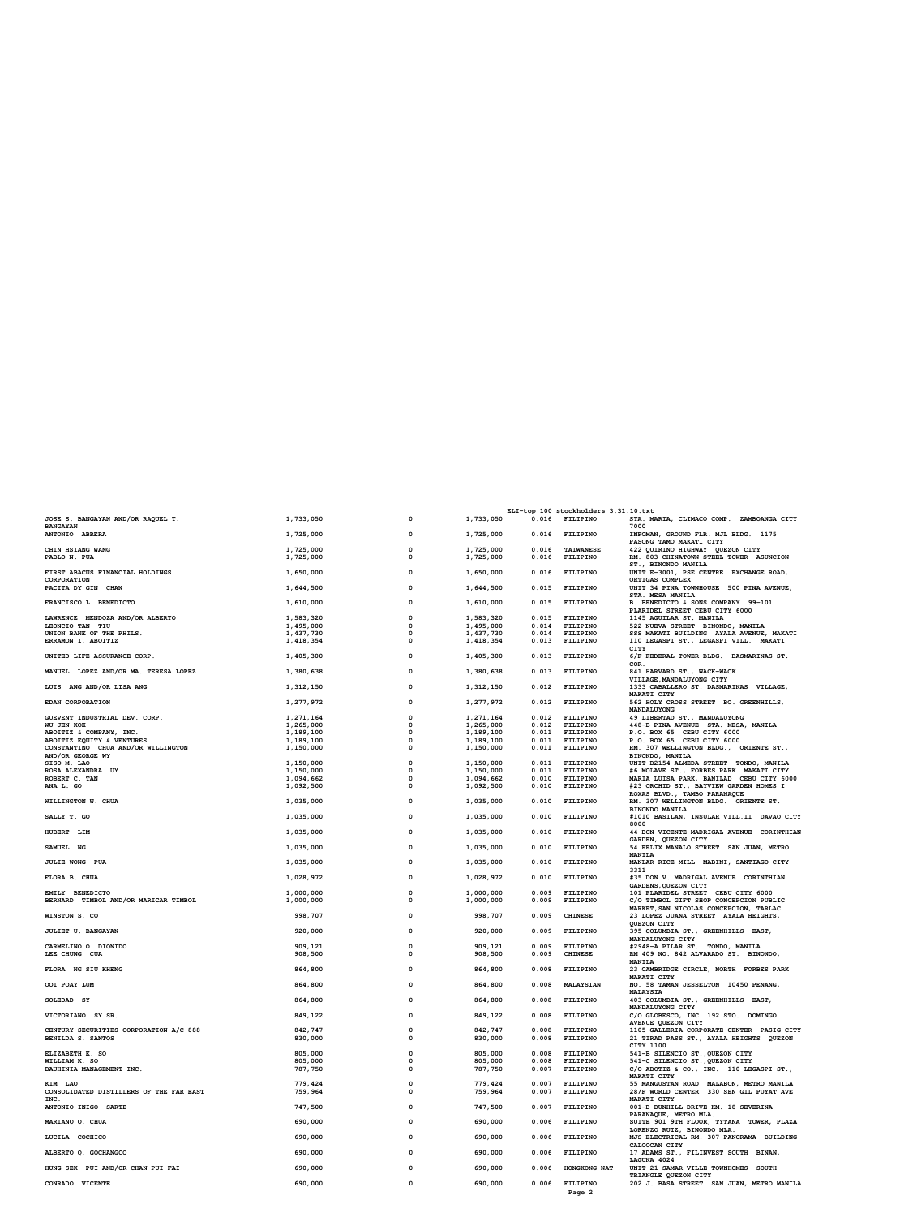| | | | | | | |
|---|---|---|---|---|---|---|
| JOSE S. BANGAYAN AND/OR RAQUEL T. BANGAYAN | 1,733,050 | 0 | 1,733,050 | 0.016 | FILIPINO | STA. MARIA, CLIMACO COMP. ZAMBOANGA CITY 7000 |
| ANTONIO ABRERA | 1,725,000 | 0 | 1,725,000 | 0.016 | FILIPINO | INFOMAN, GROUND FLR. MJL BLDG. 1175 PASONG TAMO MAKATI CITY |
| CHIN HSIANG WANG | 1,725,000 | 0 | 1,725,000 | 0.016 | TAIWANESE | 422 QUIRINO HIGHWAY QUEZON CITY |
| PABLO N. PUA | 1,725,000 | 0 | 1,725,000 | 0.016 | FILIPINO | RM. 803 CHINATOWN STEEL TOWER ASUNCION ST., BINONDO MANILA |
| FIRST ABACUS FINANCIAL HOLDINGS CORPORATION | 1,650,000 | 0 | 1,650,000 | 0.016 | FILIPINO | UNIT E-3001, PSE CENTRE EXCHANGE ROAD, ORTIGAS COMPLEX |
| PACITA DY GIN CHAN | 1,644,500 | 0 | 1,644,500 | 0.015 | FILIPINO | UNIT 34 PINA TOWNHOUSE 500 PINA AVENUE, STA. MESA MANILA |
| FRANCISCO L. BENEDICTO | 1,610,000 | 0 | 1,610,000 | 0.015 | FILIPINO | B. BENEDICTO & SONS COMPANY 99-101 PLARIDEL STREET CEBU CITY 6000 |
| LAWRENCE MENDOZA AND/OR ALBERTO | 1,583,320 | 0 | 1,583,320 | 0.015 | FILIPINO | 1145 AGUILAR ST. MANILA |
| LEONCIO TAN TIU | 1,495,000 | 0 | 1,495,000 | 0.014 | FILIPINO | 522 NUEVA STREET BINONDO, MANILA |
| UNION BANK OF THE PHILS. | 1,437,730 | 0 | 1,437,730 | 0.014 | FILIPINO | SSS MAKATI BUILDING AYALA AVENUE, MAKATI |
| ERRAMON I. ABOITIZ | 1,418,354 | 0 | 1,418,354 | 0.013 | FILIPINO | 110 LEGASPI ST., LEGASPI VILL. MAKATI CITY |
| UNITED LIFE ASSURANCE CORP. | 1,405,300 | 0 | 1,405,300 | 0.013 | FILIPINO | 6/F FEDERAL TOWER BLDG. DASMARINAS ST. COR. |
| MANUEL LOPEZ AND/OR MA. TERESA LOPEZ | 1,380,638 | 0 | 1,380,638 | 0.013 | FILIPINO | 841 HARVARD ST., WACK-WACK VILLAGE,MANDALUYONG CITY |
| LUIS ANG AND/OR LISA ANG | 1,312,150 | 0 | 1,312,150 | 0.012 | FILIPINO | 1333 CABALLERO ST. DASMARINAS VILLAGE, MAKATI CITY |
| EDAN CORPORATION | 1,277,972 | 0 | 1,277,972 | 0.012 | FILIPINO | 562 HOLY CROSS STREET BO. GREENHILLS, MANDALUYONG |
| GUEVENT INDUSTRIAL DEV. CORP. | 1,271,164 | 0 | 1,271,164 | 0.012 | FILIPINO | 49 LIBERTAD ST., MANDALUYONG |
| WU JEN KOK | 1,265,000 | 0 | 1,265,000 | 0.012 | FILIPINO | 448-B PINA AVENUE STA. MESA, MANILA |
| ABOITIZ & COMPANY, INC. | 1,189,100 | 0 | 1,189,100 | 0.011 | FILIPINO | P.O. BOX 65 CEBU CITY 6000 |
| ABOITIZ EQUITY & VENTURES | 1,189,100 | 0 | 1,189,100 | 0.011 | FILIPINO | P.O. BOX 65 CEBU CITY 6000 |
| CONSTANTINO CHUA AND/OR WILLINGTON AND/OR GEORGE WY | 1,150,000 | 0 | 1,150,000 | 0.011 | FILIPINO | RM. 307 WELLINGTON BLDG., ORIENTE ST., BINONDO, MANILA |
| SISO M. LAO | 1,150,000 | 0 | 1,150,000 | 0.011 | FILIPINO | UNIT B2154 ALMEDA STREET TONDO, MANILA |
| ROSA ALEXANDRA UY | 1,150,000 | 0 | 1,150,000 | 0.011 | FILIPINO | #6 MOLAVE ST., FORBES PARK MAKATI CITY |
| ROBERT C. TAN | 1,094,662 | 0 | 1,094,662 | 0.010 | FILIPINO | MARIA LUISA PARK, BANILAD CEBU CITY 6000 |
| ANA L. GO | 1,092,500 | 0 | 1,092,500 | 0.010 | FILIPINO | #23 ORCHID ST., BAYVIEW GARDEN HOMES I ROXAS BLVD., TAMBO PARANAQUE |
| WILLINGTON W. CHUA | 1,035,000 | 0 | 1,035,000 | 0.010 | FILIPINO | RM. 307 WELLINGTON BLDG. ORIENTE ST. BINONDO MANILA |
| SALLY T. GO | 1,035,000 | 0 | 1,035,000 | 0.010 | FILIPINO | #1010 BASILAN, INSULAR VILL.II DAVAO CITY 8000 |
| HUBERT LIM | 1,035,000 | 0 | 1,035,000 | 0.010 | FILIPINO | 44 DON VICENTE MADRIGAL AVENUE CORINTHIAN GARDEN, QUEZON CITY |
| SAMUEL NG | 1,035,000 | 0 | 1,035,000 | 0.010 | FILIPINO | 54 FELIX MANALO STREET SAN JUAN, METRO MANILA |
| JULIE WONG PUA | 1,035,000 | 0 | 1,035,000 | 0.010 | FILIPINO | MANLAR RICE MILL MABINI, SANTIAGO CITY 3311 |
| FLORA B. CHUA | 1,028,972 | 0 | 1,028,972 | 0.010 | FILIPINO | #35 DON V. MADRIGAL AVENUE CORINTHIAN GARDENS,QUEZON CITY |
| EMILY BENEDICTO | 1,000,000 | 0 | 1,000,000 | 0.009 | FILIPINO | 101 PLARIDEL STREET CEBU CITY 6000 |
| BERNARD TIMBOL AND/OR MARICAR TIMBOL | 1,000,000 | 0 | 1,000,000 | 0.009 | FILIPINO | C/O TIMBOL GIFT SHOP CONCEPCION PUBLIC MARKET,SAN NICOLAS CONCEPCION, TARLAC |
| WINSTON S. CO | 998,707 | 0 | 998,707 | 0.009 | CHINESE | 23 LOPEZ JUANA STREET AYALA HEIGHTS, QUEZON CITY |
| JULIET U. BANGAYAN | 920,000 | 0 | 920,000 | 0.009 | FILIPINO | 395 COLUMBIA ST., GREENHILLS EAST, MANDALUYONG CITY |
| CARMELINO O. DIONIDO | 909,121 | 0 | 909,121 | 0.009 | FILIPINO | #2948-A PILAR ST. TONDO, MANILA |
| LEE CHUNG CUA | 908,500 | 0 | 908,500 | 0.009 | CHINESE | RM 409 NO. 842 ALVARADO ST. BINONDO, MANILA |
| FLORA NG SIU KHENG | 864,800 | 0 | 864,800 | 0.008 | FILIPINO | 23 CAMBRIDGE CIRCLE, NORTH FORBES PARK MAKATI CITY |
| OOI POAY LUM | 864,800 | 0 | 864,800 | 0.008 | MALAYSIAN | NO. 58 TAMAN JESSELTON 10450 PENANG, MALAYSIA |
| SOLEDAD SY | 864,800 | 0 | 864,800 | 0.008 | FILIPINO | 403 COLUMBIA ST., GREENHILLS EAST, MANDALUYONG CITY |
| VICTORIANO SY SR. | 849,122 | 0 | 849,122 | 0.008 | FILIPINO | C/O GLOBESCO, INC. 192 STO. DOMINGO AVENUE QUEZON CITY |
| CENTURY SECURITIES CORPORATION A/C 888 | 842,747 | 0 | 842,747 | 0.008 | FILIPINO | 1105 GALLERIA CORPORATE CENTER PASIG CITY |
| BENILDA S. SANTOS | 830,000 | 0 | 830,000 | 0.008 | FILIPINO | 21 TIRAD PASS ST., AYALA HEIGHTS QUEZON CITY 1100 |
| ELIZABETH K. SO | 805,000 | 0 | 805,000 | 0.008 | FILIPINO | 541-B SILENCIO ST.,QUEZON CITY |
| WILLIAM K. SO | 805,000 | 0 | 805,000 | 0.008 | FILIPINO | 541-C SILENCIO ST.,QUEZON CITY |
| BAUHINIA MANAGEMENT INC. | 787,750 | 0 | 787,750 | 0.007 | FILIPINO | C/O ABOTIZ & CO., INC. 110 LEGASPI ST., MAKATI CITY |
| KIM LAO | 779,424 | 0 | 779,424 | 0.007 | FILIPINO | 55 MANGUSTAN ROAD MALABON, METRO MANILA |
| CONSOLIDATED DISTILLERS OF THE FAR EAST INC. | 759,964 | 0 | 759,964 | 0.007 | FILIPINO | 28/F WORLD CENTER 330 SEN GIL PUYAT AVE MAKATI CITY |
| ANTONIO INIGO SARTE | 747,500 | 0 | 747,500 | 0.007 | FILIPINO | 001-D DUNHILL DRIVE KM. 18 SEVERINA PARANAQUE, METRO MLA. |
| MARIANO O. CHUA | 690,000 | 0 | 690,000 | 0.006 | FILIPINO | SUITE 901 9TH FLOOR, TYTANA TOWER, PLAZA LORENZO RUIZ, BINONDO MLA. |
| LUCILA COCHICO | 690,000 | 0 | 690,000 | 0.006 | FILIPINO | MJS ELECTRICAL RM. 307 PANORAMA BUILDING CALOOCAN CITY |
| ALBERTO Q. GOCHANGCO | 690,000 | 0 | 690,000 | 0.006 | FILIPINO | 17 ADAMS ST., FILINVEST SOUTH BINAN, LAGUNA 4024 |
| HUNG SEK PUI AND/OR CHAN PUI FAI | 690,000 | 0 | 690,000 | 0.006 | HONGKONG NAT | UNIT 21 SAMAR VILLE TOWNHOMES SOUTH TRIANGLE QUEZON CITY |
| CONRADO VICENTE | 690,000 | 0 | 690,000 | 0.006 | FILIPINO | 202 J. BASA STREET SAN JUAN, METRO MANILA |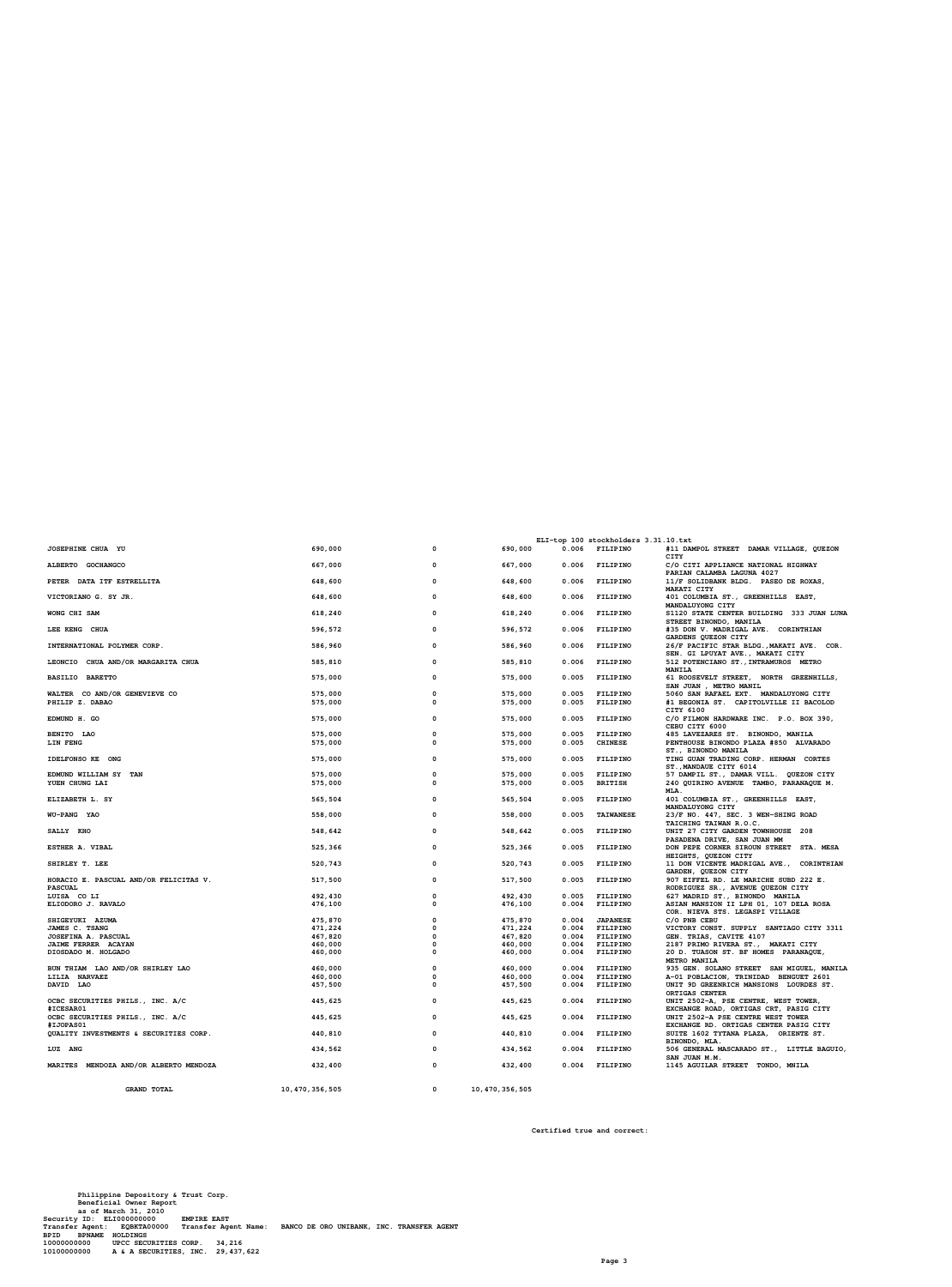ELI-top 100 stockholders 3.31.10.txt

| | | | | | | |
|---|---|---|---|---|---|---|
| JOSEPHINE CHUA YU | 690,000 | 0 | 690,000 | 0.006 | FILIPINO | #11 DAMPOL STREET DAMAR VILLAGE, QUEZON CITY |
| ALBERTO GOCHANGCO | 667,000 | 0 | 667,000 | 0.006 | FILIPINO | C/O CITI APPLIANCE NATIONAL HIGHWAY PARIAN CALAMBA LAGUNA 4027 |
| PETER DATA ITF ESTRELLITA | 648,600 | 0 | 648,600 | 0.006 | FILIPINO | 11/F SOLIDBANK BLDG. PASEO DE ROXAS, MAKATI CITY |
| VICTORIANO G. SY JR. | 648,600 | 0 | 648,600 | 0.006 | FILIPINO | 401 COLUMBIA ST., GREENHILLS EAST, MANDALUYONG CITY |
| WONG CHI SAM | 618,240 | 0 | 618,240 | 0.006 | FILIPINO | S1120 STATE CENTER BUILDING 333 JUAN LUNA STREET BINONDO, MANILA |
| LEE KENG CHUA | 596,572 | 0 | 596,572 | 0.006 | FILIPINO | #35 DON V. MADRIGAL AVE. CORINTHIAN GARDENS QUEZON CITY |
| INTERNATIONAL POLYMER CORP. | 586,960 | 0 | 586,960 | 0.006 | FILIPINO | 26/F PACIFIC STAR BLDG.,MAKATI AVE. COR. SEN. GI LPUYAT AVE., MAKATI CITY |
| LEONCIO CHUA AND/OR MARGARITA CHUA | 585,810 | 0 | 585,810 | 0.006 | FILIPINO | 512 POTENCIANO ST.,INTRAMUROS METRO MANILA |
| BASILIO BARETTO | 575,000 | 0 | 575,000 | 0.005 | FILIPINO | 61 ROOSEVELT STREET, NORTH GREENHILLS, SAN JUAN , METRO MANIL |
| WALTER CO AND/OR GENEVIEVE CO | 575,000 | 0 | 575,000 | 0.005 | FILIPINO | 5060 SAN RAFAEL EXT. MANDALUYONG CITY |
| PHILIP Z. DABAO | 575,000 | 0 | 575,000 | 0.005 | FILIPINO | #1 BEGONIA ST. CAPITOLVILLE II BACOLOD CITY 6100 |
| EDMUND H. GO | 575,000 | 0 | 575,000 | 0.005 | FILIPINO | C/O FILMON HARDWARE INC. P.O. BOX 390, CEBU CITY 6000 |
| BENITO LAO | 575,000 | 0 | 575,000 | 0.005 | FILIPINO | 485 LAVEZARES ST. BINONDO, MANILA |
| LIN FENG | 575,000 | 0 | 575,000 | 0.005 | CHINESE | PENTHOUSE BINONDO PLAZA #850 ALVARADO ST., BINONDO MANILA |
| IDELFONSO KE ONG | 575,000 | 0 | 575,000 | 0.005 | FILIPINO | TING GUAN TRADING CORP. HERMAN CORTES ST.,MANDAUE CITY 6014 |
| EDMUND WILLIAM SY TAN | 575,000 | 0 | 575,000 | 0.005 | FILIPINO | 57 DAMPIL ST., DAMAR VILL. QUEZON CITY |
| YUEN CHUNG LAI | 575,000 | 0 | 575,000 | 0.005 | BRITISH | 240 QUIRINO AVENUE TAMBO, PARANAQUE M. MLA. |
| ELIZABETH L. SY | 565,504 | 0 | 565,504 | 0.005 | FILIPINO | 401 COLUMBIA ST., GREENHILLS EAST, MANDALUYONG CITY |
| WU-PANG YAO | 558,000 | 0 | 558,000 | 0.005 | TAIWANESE | 23/F NO. 447, SEC. 3 WEN-SHING ROAD TAICHING TAIWAN R.O.C. |
| SALLY KHO | 548,642 | 0 | 548,642 | 0.005 | FILIPINO | UNIT 27 CITY GARDEN TOWNHOUSE 208 PASADENA DRIVE, SAN JUAN MM |
| ESTHER A. VIBAL | 525,366 | 0 | 525,366 | 0.005 | FILIPINO | DON PEPE CORNER SIROUN STREET STA. MESA HEIGHTS, QUEZON CITY |
| SHIRLEY T. LEE | 520,743 | 0 | 520,743 | 0.005 | FILIPINO | 11 DON VICENTE MADRIGAL AVE., CORINTHIAN GARDEN, QUEZON CITY |
| HORACIO E. PASCUAL AND/OR FELICITAS V. PASCUAL | 517,500 | 0 | 517,500 | 0.005 | FILIPINO | 907 EIFFEL RD. LE MARICHE SUBD 222 E. RODRIGUEZ SR., AVENUE QUEZON CITY |
| LUISA CO LI | 492,430 | 0 | 492,430 | 0.005 | FILIPINO | 627 MADRID ST., BINONDO MANILA |
| ELIODORO J. RAVALO | 476,100 | 0 | 476,100 | 0.004 | FILIPINO | ASIAN MANSION II LPH 01, 107 DELA ROSA COR. NIEVA STS. LEGASPI VILLAGE |
| SHIGEYUKI AZUMA | 475,870 | 0 | 475,870 | 0.004 | JAPANESE | C/O PNB CEBU |
| JAMES C. TSANG | 471,224 | 0 | 471,224 | 0.004 | FILIPINO | VICTORY CONST. SUPPLY SANTIAGO CITY 3311 |
| JOSEFINA A. PASCUAL | 467,820 | 0 | 467,820 | 0.004 | FILIPINO | GEN. TRIAS, CAVITE 4107 |
| JAIME FERRER ACAYAN | 460,000 | 0 | 460,000 | 0.004 | FILIPINO | 2187 PRIMO RIVERA ST., MAKATI CITY |
| DIOSDADO M. HOLGADO | 460,000 | 0 | 460,000 | 0.004 | FILIPINO | 20 D. TUASON ST. BF HOMES PARANAQUE, METRO MANILA |
| BUN THIAM LAO AND/OR SHIRLEY LAO | 460,000 | 0 | 460,000 | 0.004 | FILIPINO | 935 GEN. SOLANO STREET SAN MIGUEL, MANILA |
| LILIA NARVAEZ | 460,000 | 0 | 460,000 | 0.004 | FILIPINO | A-01 POBLACION, TRINIDAD BENGUET 2601 |
| DAVID LAO | 457,500 | 0 | 457,500 | 0.004 | FILIPINO | UNIT 9D GREENRICH MANSIONS LOURDES ST. ORTIGAS CENTER |
| OCBC SECURITIES PHILS., INC. A/C #ICESAR01 | 445,625 | 0 | 445,625 | 0.004 | FILIPINO | UNIT 2502-A, PSE CENTRE, WEST TOWER, EXCHANGE ROAD, ORTIGAS CRT, PASIG CITY |
| OCBC SECURITIES PHILS., INC. A/C #IJOPAS01 | 445,625 | 0 | 445,625 | 0.004 | FILIPINO | UNIT 2502-A PSE CENTRE WEST TOWER EXCHANGE RD. ORTIGAS CENTER PASIG CITY |
| QUALITY INVESTMENTS & SECURITIES CORP. | 440,810 | 0 | 440,810 | 0.004 | FILIPINO | SUITE 1602 TYTANA PLAZA, ORIENTE ST. BINONDO, MLA. |
| LUZ ANG | 434,562 | 0 | 434,562 | 0.004 | FILIPINO | 506 GENERAL MASCARADO ST., LITTLE BAGUIO, SAN JUAN M.M. |
| MARITES MENDOZA AND/OR ALBERTO MENDOZA | 432,400 | 0 | 432,400 | 0.004 | FILIPINO | 1145 AGUILAR STREET TONDO, MNILA |
| GRAND TOTAL | 10,470,356,505 | 0 | 10,470,356,505 | | | |

Certified true and correct:

Philippine Depository & Trust Corp.
Beneficial Owner Report
as of March 31, 2010
Security ID: ELI000000000 EMPIRE EAST
Transfer Agent: EQBKTA00000 Transfer Agent Name: BANCO DE ORO UNIBANK, INC. TRANSFER AGENT
BPID BPNAME HOLDINGS
10000000000 UPCC SECURITIES CORP. 34,216
10100000000 A & A SECURITIES, INC. 29,437,622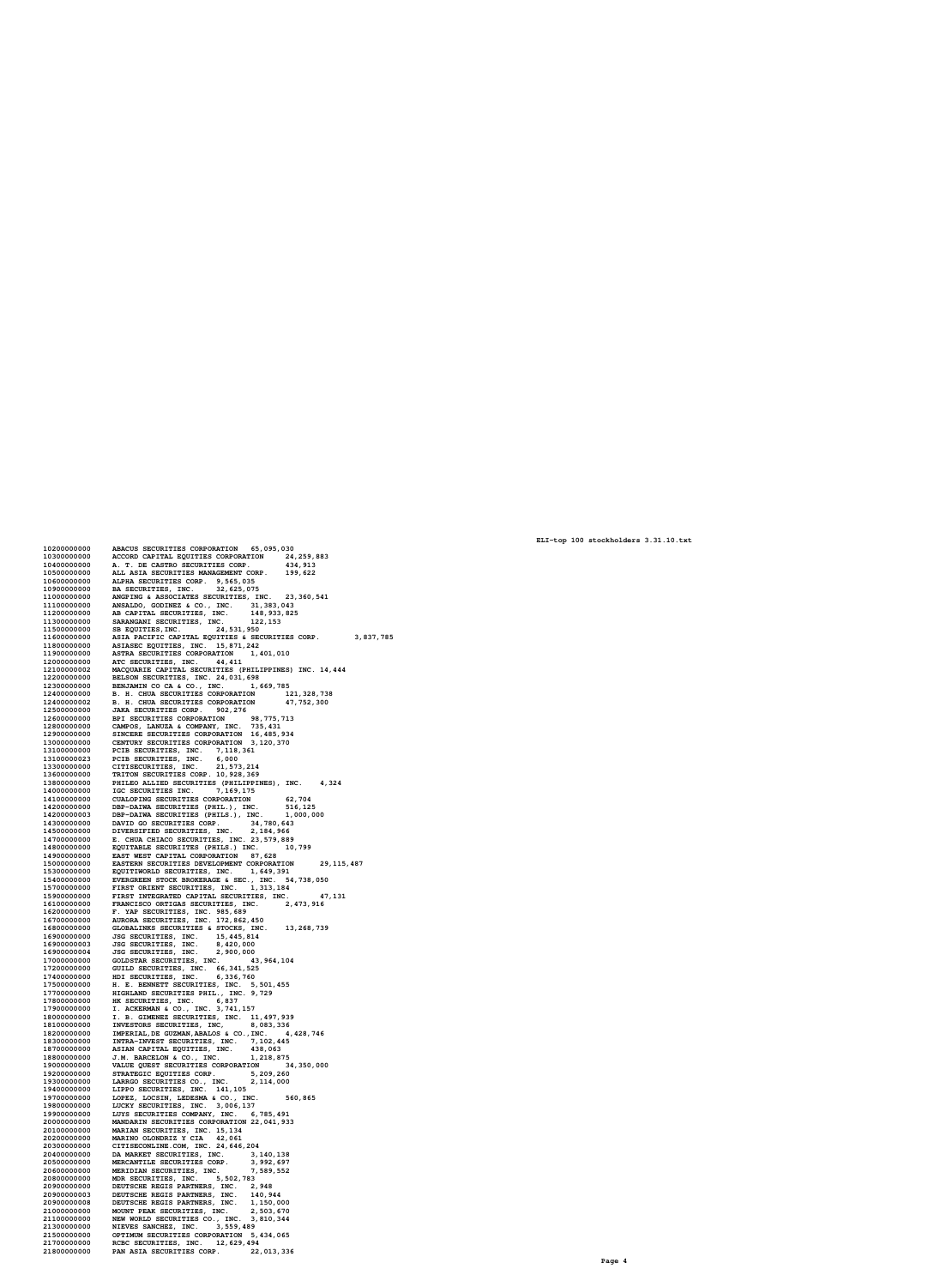| | | |
|---|---|---|
| 10200000000 | ABACUS SECURITIES CORPORATION | 65,095,030 |
| 10300000000 | ACCORD CAPITAL EQUITIES CORPORATION | 24,259,883 |
| 10400000000 | A. T. DE CASTRO SECURITIES CORP. | 434,913 |
| 10500000000 | ALL ASIA SECURITIES MANAGEMENT CORP. | 199,622 |
| 10600000000 | ALPHA SECURITIES CORP. | 9,565,035 |
| 10900000000 | BA SECURITIES, INC. | 32,625,075 |
| 11000000000 | ANGPING & ASSOCIATES SECURITIES, INC. | 23,360,541 |
| 11100000000 | ANSALDO, GODINEZ & CO., INC. | 31,383,043 |
| 11200000000 | AB CAPITAL SECURITIES, INC. | 148,933,825 |
| 11300000000 | SARANGANI SECURITIES, INC. | 122,153 |
| 11500000000 | SB EQUITIES,INC. | 24,531,950 |
| 11600000000 | ASIA PACIFIC CAPITAL EQUITIES & SECURITIES CORP. | 3,837,785 |
| 11800000000 | ASIASEC EQUITIES, INC. | 15,871,242 |
| 11900000000 | ASTRA SECURITIES CORPORATION | 1,401,010 |
| 12000000000 | ATC SECURITIES, INC. | 44,411 |
| 12100000002 | MACQUARIE CAPITAL SECURITIES (PHILIPPINES) INC. | 14,444 |
| 12200000000 | BELSON SECURITIES, INC. | 24,031,698 |
| 12300000000 | BENJAMIN CO CA & CO., INC. | 1,669,785 |
| 12400000000 | B. H. CHUA SECURITIES CORPORATION | 121,328,738 |
| 12400000002 | B. H. CHUA SECURITIES CORPORATION | 47,752,300 |
| 12500000000 | JAKA SECURITIES CORP. | 902,276 |
| 12600000000 | BPI SECURITIES CORPORATION | 98,775,713 |
| 12800000000 | CAMPOS, LANUZA & COMPANY, INC. | 735,431 |
| 12900000000 | SINCERE SECURITIES CORPORATION | 16,485,934 |
| 13000000000 | CENTURY SECURITIES CORPORATION | 3,120,370 |
| 13100000000 | PCIB SECURITIES, INC. | 7,118,361 |
| 13100000023 | PCIB SECURITIES, INC. | 6,000 |
| 13300000000 | CITISECURITIES, INC. | 21,573,214 |
| 13600000000 | TRITON SECURITIES CORP. | 10,928,369 |
| 13800000000 | PHILEO ALLIED SECURITIES (PHILIPPINES), INC. | 4,324 |
| 14000000000 | IGC SECURITIES INC. | 7,169,175 |
| 14100000000 | CUALOPING SECURITIES CORPORATION | 62,704 |
| 14200000000 | DBP-DAIWA SECURITIES (PHIL.), INC. | 516,125 |
| 14200000003 | DBP-DAIWA SECURITIES (PHILS.), INC. | 1,000,000 |
| 14300000000 | DAVID GO SECURITIES CORP. | 34,780,643 |
| 14500000000 | DIVERSIFIED SECURITIES, INC. | 2,184,966 |
| 14700000000 | E. CHUA CHIACO SECURITIES, INC. | 23,579,889 |
| 14800000000 | EQUITABLE SECURIITES (PHILS.) INC. | 10,799 |
| 14900000000 | EAST WEST CAPITAL CORPORATION | 87,628 |
| 15000000000 | EASTERN SECURITIES DEVELOPMENT CORPORATION | 29,115,487 |
| 15300000000 | EQUITIWORLD SECURITIES, INC. | 1,649,391 |
| 15400000000 | EVERGREEN STOCK BROKERAGE & SEC., INC. | 54,738,050 |
| 15700000000 | FIRST ORIENT SECURITIES, INC. | 1,313,184 |
| 15900000000 | FIRST INTEGRATED CAPITAL SECURITIES, INC. | 47,131 |
| 16100000000 | FRANCISCO ORTIGAS SECURITIES, INC. | 2,473,916 |
| 16200000000 | F. YAP SECURITIES, INC. | 985,689 |
| 16700000000 | AURORA SECURITIES, INC. | 172,862,450 |
| 16800000000 | GLOBALINKS SECURITIES & STOCKS, INC. | 13,268,739 |
| 16900000000 | JSG SECURITIES, INC. | 15,445,814 |
| 16900000003 | JSG SECURITIES, INC. | 8,420,000 |
| 16900000004 | JSG SECURITIES, INC. | 2,900,000 |
| 17000000000 | GOLDSTAR SECURITIES, INC. | 43,964,104 |
| 17200000000 | GUILD SECURITIES, INC. | 66,341,525 |
| 17400000000 | HDI SECURITIES, INC. | 6,336,760 |
| 17500000000 | H. E. BENNETT SECURITIES, INC. | 5,501,455 |
| 17700000000 | HIGHLAND SECURITIES PHIL., INC. | 9,729 |
| 17800000000 | HK SECURITIES, INC. | 6,837 |
| 17900000000 | I. ACKERMAN & CO., INC. | 3,741,157 |
| 18000000000 | I. B. GIMENEZ SECURITIES, INC. | 11,497,939 |
| 18100000000 | INVESTORS SECURITIES, INC, | 8,083,336 |
| 18200000000 | IMPERIAL,DE GUZMAN,ABALOS & CO.,INC. | 4,428,746 |
| 18300000000 | INTRA-INVEST SECURITIES, INC. | 7,102,445 |
| 18700000000 | ASIAN CAPITAL EQUITIES, INC. | 438,063 |
| 18800000000 | J.M. BARCELON & CO., INC. | 1,218,875 |
| 19000000000 | VALUE QUEST SECURITIES CORPORATION | 34,350,000 |
| 19200000000 | STRATEGIC EQUITIES CORP. | 5,209,260 |
| 19300000000 | LARRGO SECURITIES CO., INC. | 2,114,000 |
| 19400000000 | LIPPO SECURITIES, INC. | 141,105 |
| 19700000000 | LOPEZ, LOCSIN, LEDESMA & CO., INC. | 560,865 |
| 19800000000 | LUCKY SECURITIES, INC. | 3,006,137 |
| 19900000000 | LUYS SECURITIES COMPANY, INC. | 6,785,491 |
| 20000000000 | MANDARIN SECURITIES CORPORATION | 22,041,933 |
| 20100000000 | MARIAN SECURITIES, INC. | 15,134 |
| 20200000000 | MARINO OLONDRIZ Y CIA | 42,061 |
| 20300000000 | CITISECONLINE.COM, INC. | 24,646,204 |
| 20400000000 | DA MARKET SECURITIES, INC. | 3,140,138 |
| 20500000000 | MERCANTILE SECURITIES CORP. | 3,992,697 |
| 20600000000 | MERIDIAN SECURITIES, INC. | 7,589,552 |
| 20800000000 | MDR SECURITIES, INC. | 5,502,783 |
| 20900000000 | DEUTSCHE REGIS PARTNERS, INC. | 2,948 |
| 20900000003 | DEUTSCHE REGIS PARTNERS, INC. | 140,944 |
| 20900000008 | DEUTSCHE REGIS PARTNERS, INC. | 1,150,000 |
| 21000000000 | MOUNT PEAK SECURITIES, INC. | 2,503,670 |
| 21100000000 | NEW WORLD SECURITIES CO., INC. | 3,810,344 |
| 21300000000 | NIEVES SANCHEZ, INC. | 3,559,489 |
| 21500000000 | OPTIMUM SECURITIES CORPORATION | 5,434,065 |
| 21700000000 | RCBC SECURITIES, INC. | 12,629,494 |
| 21800000000 | PAN ASIA SECURITIES CORP. | 22,013,336 |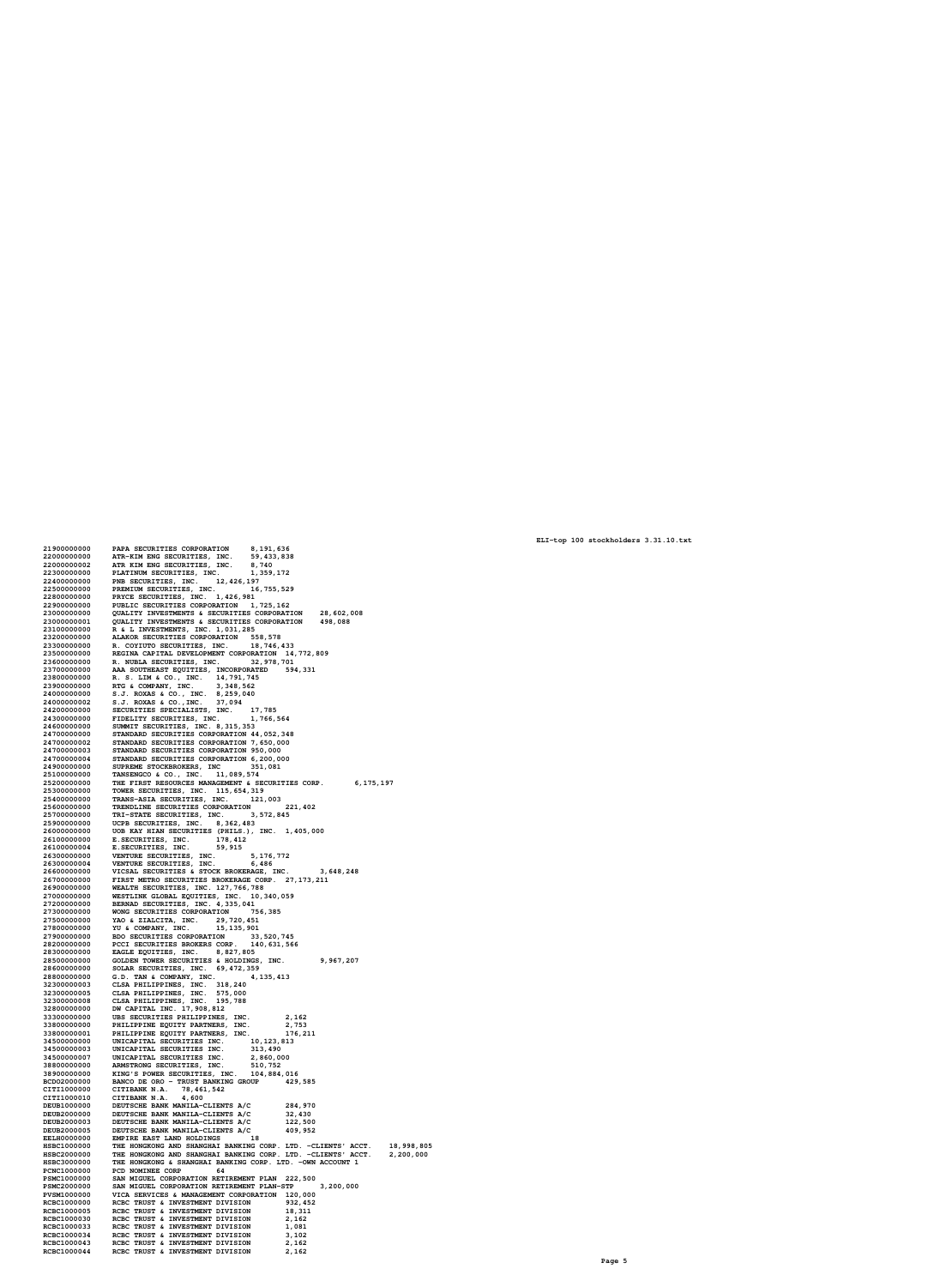| | | |
|---|---|---|
| 21900000000 | PAPA SECURITIES CORPORATION | 8,191,636 |
| 22000000000 | ATR-KIM ENG SECURITIES, INC. | 59,433,838 |
| 22000000002 | ATR KIM ENG SECURITIES, INC. | 8,740 |
| 22300000000 | PLATINUM SECURITIES, INC. | 1,359,172 |
| 22400000000 | PNB SECURITIES, INC. | 12,426,197 |
| 22500000000 | PREMIUM SECURITIES, INC. | 16,755,529 |
| 22800000000 | PRYCE SECURITIES, INC. | 1,426,981 |
| 22900000000 | PUBLIC SECURITIES CORPORATION | 1,725,162 |
| 23000000000 | QUALITY INVESTMENTS & SECURITIES CORPORATION | 28,602,008 |
| 23000000001 | QUALITY INVESTMENTS & SECURITIES CORPORATION | 498,088 |
| 23100000000 | R & L INVESTMENTS, INC. | 1,031,285 |
| 23200000000 | ALAKOR SECURITIES CORPORATION | 558,578 |
| 23300000000 | R. COYIUTO SECURITIES, INC. | 18,746,433 |
| 23500000000 | REGINA CAPITAL DEVELOPMENT CORPORATION | 14,772,809 |
| 23600000000 | R. NUBLA SECURITIES, INC. | 32,978,701 |
| 23700000000 | AAA SOUTHEAST EQUITIES, INCORPORATED | 594,331 |
| 23800000000 | R. S. LIM & CO., INC. | 14,791,745 |
| 23900000000 | RTG & COMPANY, INC. | 3,348,562 |
| 24000000000 | S.J. ROXAS & CO., INC. | 8,259,040 |
| 24000000002 | S.J. ROXAS & CO.,INC. | 37,094 |
| 24200000000 | SECURITIES SPECIALISTS, INC. | 17,785 |
| 24300000000 | FIDELITY SECURITIES, INC. | 1,766,564 |
| 24600000000 | SUMMIT SECURITIES, INC. | 8,315,353 |
| 24700000000 | STANDARD SECURITIES CORPORATION | 44,052,348 |
| 24700000002 | STANDARD SECURITIES CORPORATION | 7,650,000 |
| 24700000003 | STANDARD SECURITIES CORPORATION | 950,000 |
| 24700000004 | STANDARD SECURITIES CORPORATION | 6,200,000 |
| 24900000000 | SUPREME STOCKBROKERS, INC | 351,081 |
| 25100000000 | TANSENGCO & CO., INC. | 11,089,574 |
| 25200000000 | THE FIRST RESOURCES MANAGEMENT & SECURITIES CORP. | 6,175,197 |
| 25300000000 | TOWER SECURITIES, INC. | 115,654,319 |
| 25400000000 | TRANS-ASIA SECURITIES, INC. | 121,003 |
| 25600000000 | TRENDLINE SECURITIES CORPORATION | 221,402 |
| 25700000000 | TRI-STATE SECURITIES, INC. | 3,572,845 |
| 25900000000 | UCPB SECURITIES, INC. | 8,362,483 |
| 26000000000 | UOB KAY HIAN SECURITIES (PHILS.), INC. | 1,405,000 |
| 26100000000 | E.SECURITIES, INC. | 178,412 |
| 26100000004 | E.SECURITIES, INC. | 59,915 |
| 26300000000 | VENTURE SECURITIES, INC. | 5,176,772 |
| 26300000004 | VENTURE SECURITIES, INC. | 6,486 |
| 26600000000 | VICSAL SECURITIES & STOCK BROKERAGE, INC. | 3,648,248 |
| 26700000000 | FIRST METRO SECURITIES BROKERAGE CORP. | 27,173,211 |
| 26900000000 | WEALTH SECURITIES, INC. | 127,766,788 |
| 27000000000 | WESTLINK GLOBAL EQUITIES, INC. | 10,340,059 |
| 27200000000 | BERNAD SECURITIES, INC. | 4,335,041 |
| 27300000000 | WONG SECURITIES CORPORATION | 756,385 |
| 27500000000 | YAO & ZIALCITA, INC. | 29,720,451 |
| 27800000000 | YU & COMPANY, INC. | 15,135,901 |
| 27900000000 | BDO SECURITIES CORPORATION | 33,520,745 |
| 28200000000 | PCCI SECURITIES BROKERS CORP. | 140,631,566 |
| 28300000000 | EAGLE EQUITIES, INC. | 8,827,805 |
| 28500000000 | GOLDEN TOWER SECURITIES & HOLDINGS, INC. | 9,967,207 |
| 28600000000 | SOLAR SECURITIES, INC. | 69,472,359 |
| 28800000000 | G.D. TAN & COMPANY, INC. | 4,135,413 |
| 32300000003 | CLSA PHILIPPINES, INC. | 318,240 |
| 32300000005 | CLSA PHILIPPINES, INC. | 575,000 |
| 32300000008 | CLSA PHILIPPINES, INC. | 195,788 |
| 32800000000 | DW CAPITAL INC. | 17,908,812 |
| 33300000000 | UBS SECURITIES PHILIPPINES, INC. | 2,162 |
| 33800000000 | PHILIPPINE EQUITY PARTNERS, INC. | 2,753 |
| 33800000001 | PHILIPPINE EQUITY PARTNERS, INC. | 176,211 |
| 34500000000 | UNICAPITAL SECURITIES INC. | 10,123,813 |
| 34500000003 | UNICAPITAL SECURITIES INC. | 313,490 |
| 34500000007 | UNICAPITAL SECURITIES INC. | 2,860,000 |
| 38800000000 | ARMSTRONG SECURITIES, INC. | 510,752 |
| 38900000000 | KING'S POWER SECURITIES, INC. | 104,884,016 |
| BCDO2000000 | BANCO DE ORO - TRUST BANKING GROUP | 429,585 |
| CITI1000000 | CITIBANK N.A. | 78,461,542 |
| CITI1000010 | CITIBANK N.A. | 4,600 |
| DEUB1000000 | DEUTSCHE BANK MANILA-CLIENTS A/C | 284,970 |
| DEUB2000000 | DEUTSCHE BANK MANILA-CLIENTS A/C | 32,430 |
| DEUB2000003 | DEUTSCHE BANK MANILA-CLIENTS A/C | 122,500 |
| DEUB2000005 | DEUTSCHE BANK MANILA-CLIENTS A/C | 409,952 |
| EELH0000000 | EMPIRE EAST LAND HOLDINGS | 18 |
| HSBC1000000 | THE HONGKONG AND SHANGHAI BANKING CORP. LTD. -CLIENTS' ACCT. | 18,998,805 |
| HSBC2000000 | THE HONGKONG AND SHANGHAI BANKING CORP. LTD. -CLIENTS' ACCT. | 2,200,000 |
| HSBC3000000 | THE HONGKONG & SHANGHAI BANKING CORP. LTD. -OWN ACCOUNT | 1 |
| PCNC1000000 | PCD NOMINEE CORP | 64 |
| PSMC1000000 | SAN MIGUEL CORPORATION RETIREMENT PLAN | 222,500 |
| PSMC2000000 | SAN MIGUEL CORPORATION RETIREMENT PLAN-STP | 3,200,000 |
| PVSM1000000 | VICA SERVICES & MANAGEMENT CORPORATION | 120,000 |
| RCBC1000000 | RCBC TRUST & INVESTMENT DIVISION | 932,452 |
| RCBC1000005 | RCBC TRUST & INVESTMENT DIVISION | 18,311 |
| RCBC1000030 | RCBC TRUST & INVESTMENT DIVISION | 2,162 |
| RCBC1000033 | RCBC TRUST & INVESTMENT DIVISION | 1,081 |
| RCBC1000034 | RCBC TRUST & INVESTMENT DIVISION | 3,102 |
| RCBC1000043 | RCBC TRUST & INVESTMENT DIVISION | 2,162 |
| RCBC1000044 | RCBC TRUST & INVESTMENT DIVISION | 2,162 |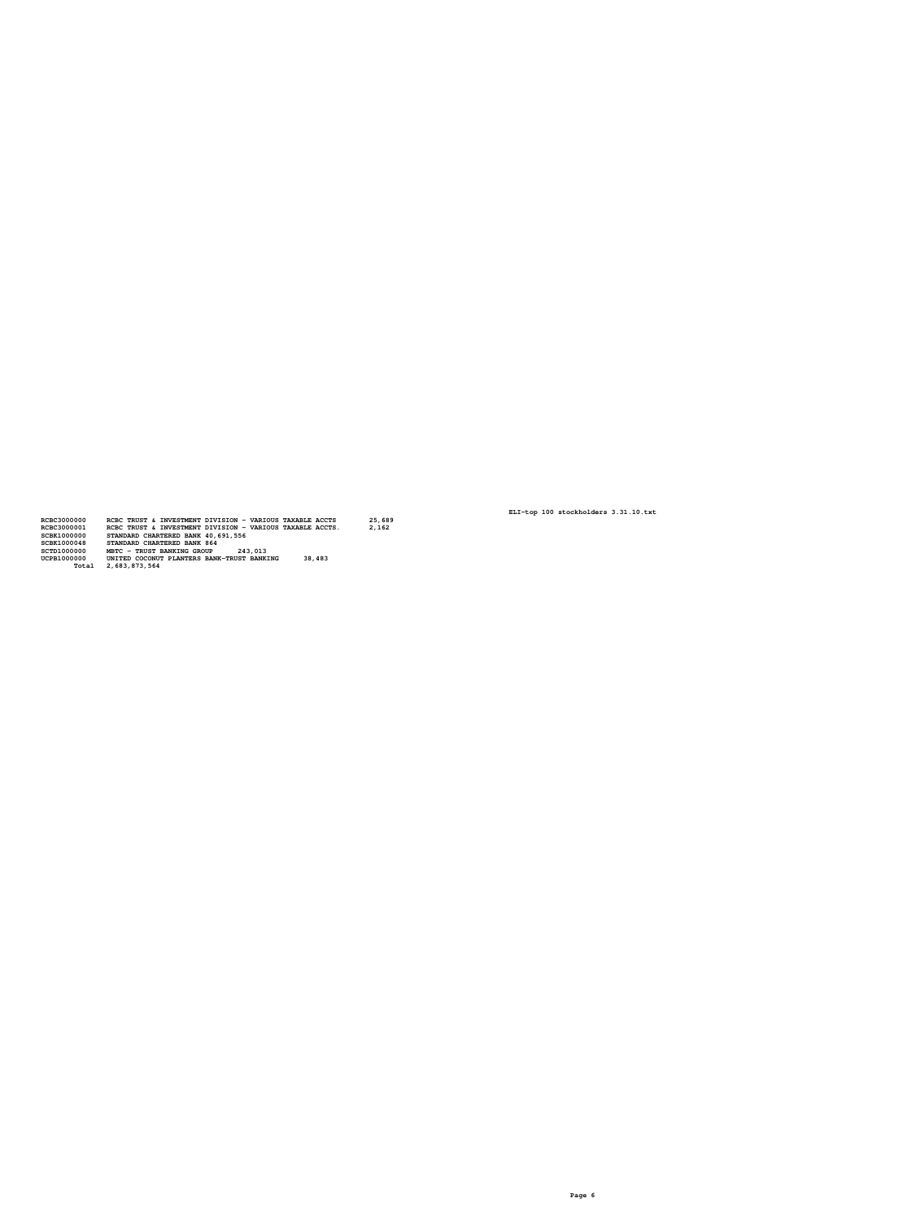| | | |
|---|---|---|
| RCBC3000000 | RCBC TRUST & INVESTMENT DIVISION - VARIOUS TAXABLE ACCTS | 25,689 |
| RCBC3000001 | RCBC TRUST & INVESTMENT DIVISION - VARIOUS TAXABLE ACCTS. | 2,162 |
| SCBK1000000 | STANDARD CHARTERED BANK | 40,691,556 |
| SCBK1000048 | STANDARD CHARTERED BANK | 864 |
| SCTD1000000 | MBTC - TRUST BANKING GROUP | 243,013 |
| UCPB1000000 | UNITED COCONUT PLANTERS BANK-TRUST BANKING | 38,483 |
| Total | | 2,683,873,564 |